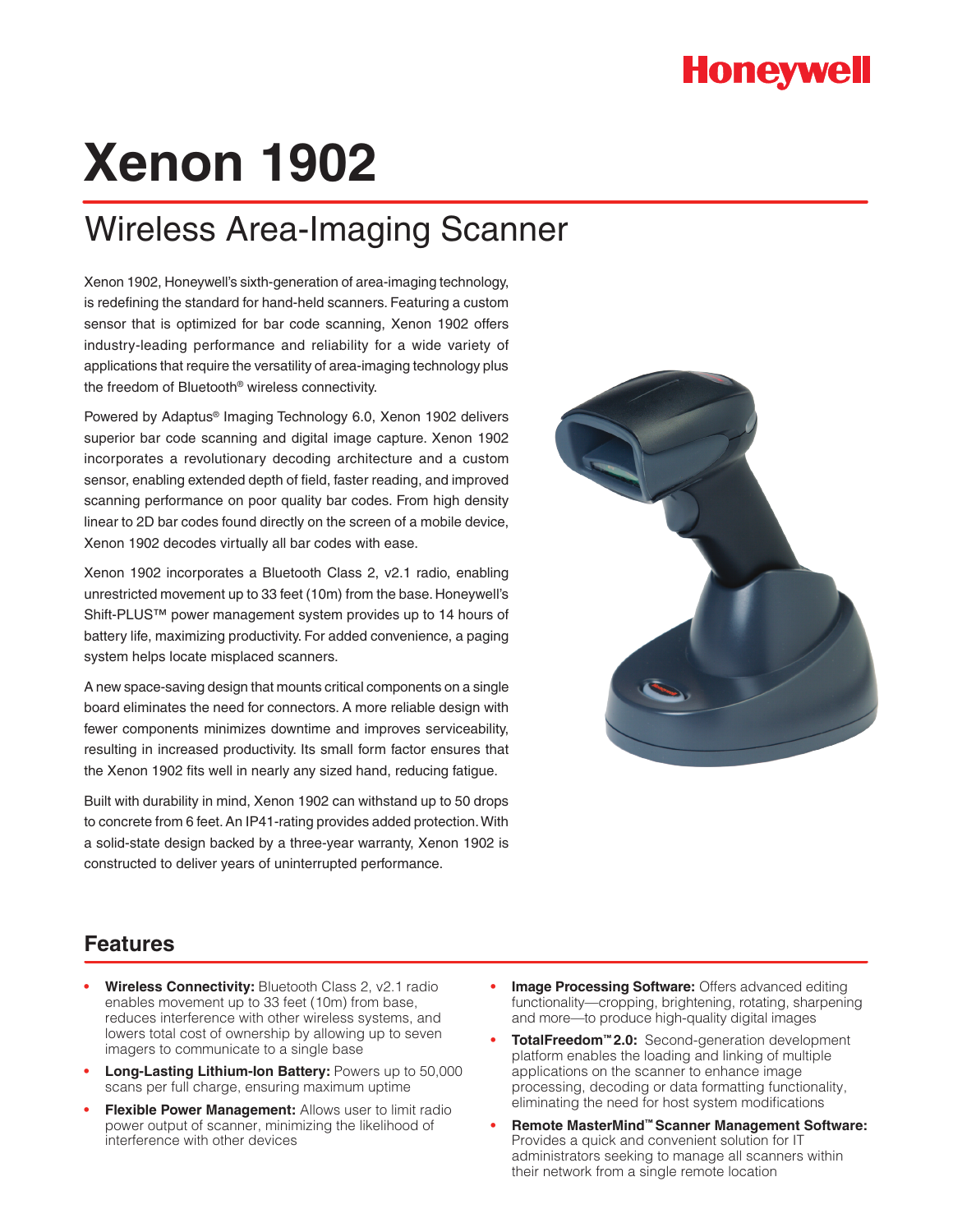Honeywell

# Xenon 1902

## Wireless Area-Imaging Scanner

Xenon 1902, Honeywell's sixth-generation of area-imaging technology, is redefining the standard for hand-held scanners. Featuring a custom sensor that is optimized for bar code scanning, Xenon 1902 offers industry-leading performance and reliability for a wide variety of applications that require the versatility of area-imaging technology plus the freedom of Bluetooth® wireless connectivity.

Powered by Adaptus® Imaging Technology 6.0, Xenon 1902 delivers superior bar code scanning and digital image capture. Xenon 1902 incorporates a revolutionary decoding architecture and a custom sensor, enabling extended depth of field, faster reading, and improved scanning performance on poor quality bar codes. From high density linear to 2D bar codes found directly on the screen of a mobile device, Xenon 1902 decodes virtually all bar codes with ease.

Xenon 1902 incorporates a Bluetooth Class 2, v2.1 radio, enabling unrestricted movement up to 33 feet (10m) from the base. Honeywell's Shift-PLUS™ power management system provides up to 14 hours of battery life, maximizing productivity. For added convenience, a paging system helps locate misplaced scanners.

A new space-saving design that mounts critical components on a single board eliminates the need for connectors. A more reliable design with fewer components minimizes downtime and improves serviceability, resulting in increased productivity. Its small form factor ensures that the Xenon 1902 fits well in nearly any sized hand, reducing fatigue.

Built with durability in mind, Xenon 1902 can withstand up to 50 drops to concrete from 6 feet. An IP41-rating provides added protection. With a solid-state design backed by a three-year warranty, Xenon 1902 is constructed to deliver years of uninterrupted performance.

## Features

- **Wireless Connectivity:** Bluetooth Class 2, v2.1 radio enables movement up to 33 feet (10m) from base, reduces interference with other wireless systems, and lowers total cost of ownership by allowing up to seven imagers to communicate to a single base
- **Long-Lasting Lithium-Ion Battery:** Powers up to 50,000 scans per full charge, ensuring maximum uptime
- **Flexible Power Management:** Allows user to limit radio power output of scanner, minimizing the likelihood of interference with other devices
- **Image Processing Software:** Offers advanced editing functionality—cropping, brightening, rotating, sharpening and more—to produce high-quality digital images
- **TotalFreedom™ 2.0:** Second-generation development platform enables the loading and linking of multiple applications on the scanner to enhance image processing, decoding or data formatting functionality, eliminating the need for host system modifications
- **Remote MasterMind™ Scanner Management Software:** Provides a quick and convenient solution for IT administrators seeking to manage all scanners within their network from a single remote location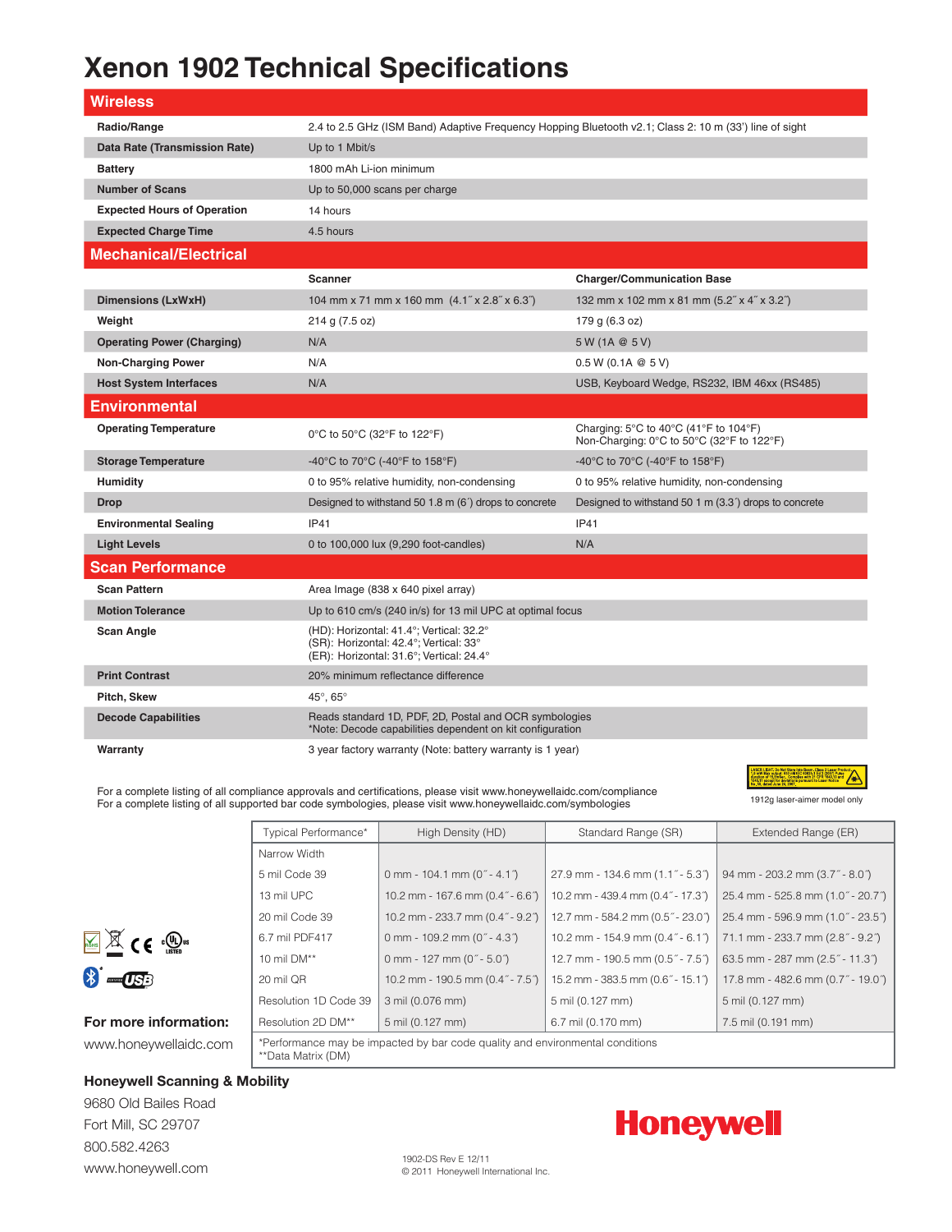# Xenon 1902 Technical Specifications

## Wireless

| | |
|---|---|
| **Radio/Range** | 2.4 to 2.5 GHz (ISM Band) Adaptive Frequency Hopping Bluetooth v2.1; Class 2: 10 m (33') line of sight |
| **Data Rate (Transmission Rate)** | Up to 1 Mbit/s |
| **Battery** | 1800 mAh Li-ion minimum |
| **Number of Scans** | Up to 50,000 scans per charge |
| **Expected Hours of Operation** | 14 hours |
| **Expected Charge Time** | 4.5 hours |

## Mechanical/Electrical

| | Scanner | Charger/Communication Base |
|---|---|---|
| **Dimensions (LxWxH)** | 104 mm x 71 mm x 160 mm (4.1˝ x 2.8˝ x 6.3˝) | 132 mm x 102 mm x 81 mm (5.2˝ x 4˝ x 3.2˝) |
| **Weight** | 214 g (7.5 oz) | 179 g (6.3 oz) |
| **Operating Power (Charging)** | N/A | 5 W (1A @ 5 V) |
| **Non-Charging Power** | N/A | 0.5 W (0.1A @ 5 V) |
| **Host System Interfaces** | N/A | USB, Keyboard Wedge, RS232, IBM 46xx (RS485) |

## Environmental

| | | |
|---|---|---|
| **Operating Temperature** | 0°C to 50°C (32°F to 122°F) | Charging: 5°C to 40°C (41°F to 104°F)<br>Non-Charging: 0°C to 50°C (32°F to 122°F) |
| **Storage Temperature** | -40°C to 70°C (-40°F to 158°F) | -40°C to 70°C (-40°F to 158°F) |
| **Humidity** | 0 to 95% relative humidity, non-condensing | 0 to 95% relative humidity, non-condensing |
| **Drop** | Designed to withstand 50 1.8 m (6´) drops to concrete | Designed to withstand 50 1 m (3.3´) drops to concrete |
| **Environmental Sealing** | IP41 | IP41 |
| **Light Levels** | 0 to 100,000 lux (9,290 foot-candles) | N/A |

## Scan Performance

| | |
|---|---|
| **Scan Pattern** | Area Image (838 x 640 pixel array) |
| **Motion Tolerance** | Up to 610 cm/s (240 in/s) for 13 mil UPC at optimal focus |
| **Scan Angle** | (HD): Horizontal: 41.4°; Vertical: 32.2°<br>(SR): Horizontal: 42.4°; Vertical: 33°<br>(ER): Horizontal: 31.6°; Vertical: 24.4° |
| **Print Contrast** | 20% minimum reflectance difference |
| **Pitch, Skew** | 45°, 65° |
| **Decode Capabilities** | Reads standard 1D, PDF, 2D, Postal and OCR symbologies<br>*Note: Decode capabilities dependent on kit configuration |
| **Warranty** | 3 year factory warranty (Note: battery warranty is 1 year) |

For a complete listing of all compliance approvals and certifications, please visit www.honeywellaidc.com/compliance
For a complete listing of all supported bar code symbologies, please visit www.honeywellaidc.com/symbologies

1912g laser-aimer model only

| Typical Performance* | High Density (HD) | Standard Range (SR) | Extended Range (ER) |
|---|---|---|---|
| Narrow Width | | | |
| 5 mil Code 39 | 0 mm - 104.1 mm (0˝ - 4.1˝) | 27.9 mm - 134.6 mm (1.1˝ - 5.3˝) | 94 mm - 203.2 mm (3.7˝ - 8.0˝) |
| 13 mil UPC | 10.2 mm - 167.6 mm (0.4˝ - 6.6˝) | 10.2 mm - 439.4 mm (0.4˝ - 17.3˝) | 25.4 mm - 525.8 mm (1.0˝ - 20.7˝) |
| 20 mil Code 39 | 10.2 mm - 233.7 mm (0.4˝ - 9.2˝) | 12.7 mm - 584.2 mm (0.5˝ - 23.0˝) | 25.4 mm - 596.9 mm (1.0˝ - 23.5˝) |
| 6.7 mil PDF417 | 0 mm - 109.2 mm (0˝ - 4.3˝) | 10.2 mm - 154.9 mm (0.4˝ - 6.1˝) | 71.1 mm - 233.7 mm (2.8˝ - 9.2˝) |
| 10 mil DM** | 0 mm - 127 mm (0˝ - 5.0˝) | 12.7 mm - 190.5 mm (0.5˝ - 7.5˝) | 63.5 mm - 287 mm (2.5˝ - 11.3˝) |
| 20 mil QR | 10.2 mm - 190.5 mm (0.4˝ - 7.5˝) | 15.2 mm - 383.5 mm (0.6˝ - 15.1˝) | 17.8 mm - 482.6 mm (0.7˝ - 19.0˝) |
| Resolution 1D Code 39 | 3 mil (0.076 mm) | 5 mil (0.127 mm) | 5 mil (0.127 mm) |
| Resolution 2D DM** | 5 mil (0.127 mm) | 6.7 mil (0.170 mm) | 7.5 mil (0.191 mm) |

*Performance may be impacted by bar code quality and environmental conditions
**Data Matrix (DM)

**For more information:**
www.honeywellaidc.com

**Honeywell Scanning & Mobility**
9680 Old Bailes Road
Fort Mill, SC 29707
800.582.4263
www.honeywell.com

Honeywell

1902-DS Rev E 12/11
© 2011 Honeywell International Inc.